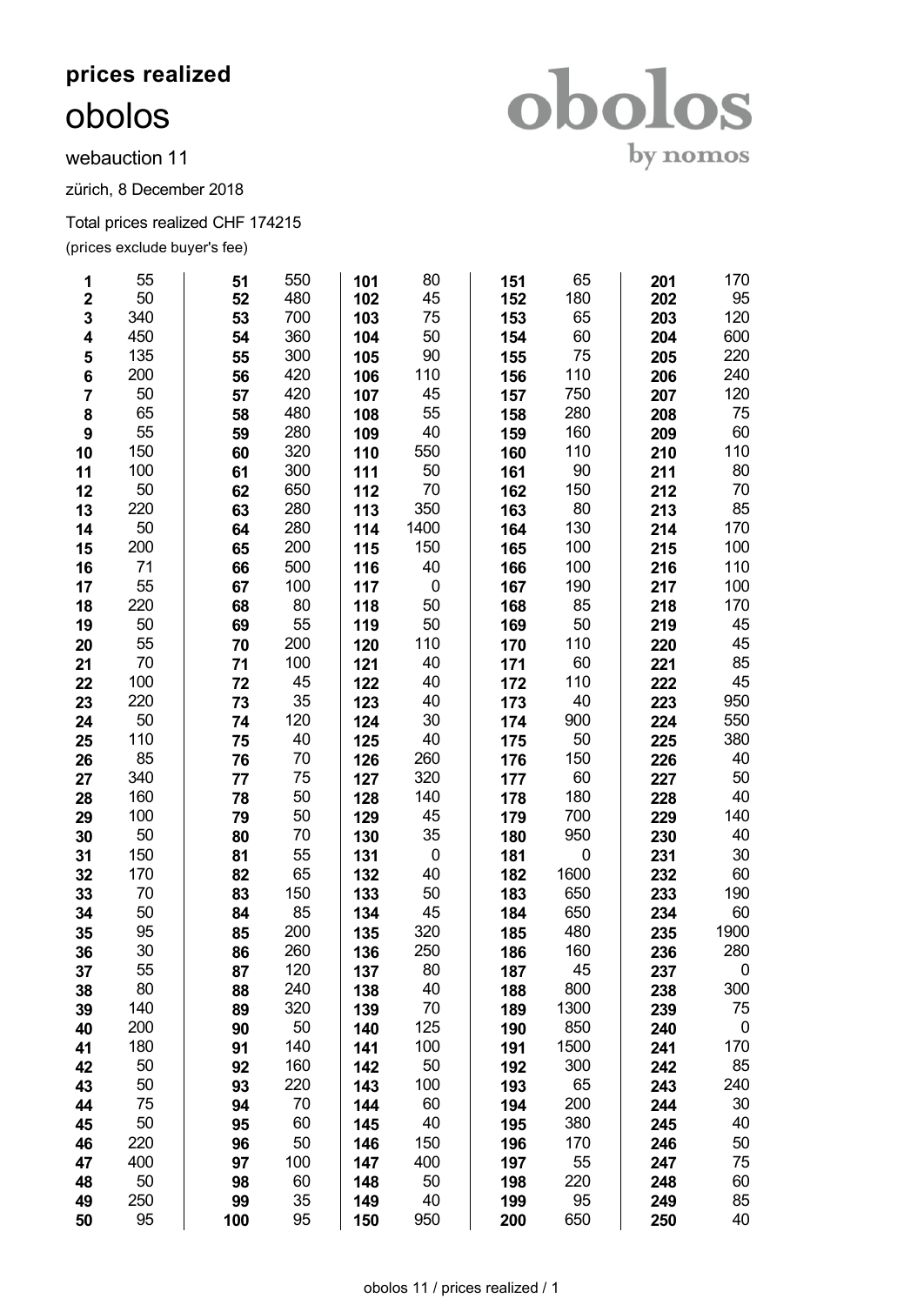**prices realized**

# obolos

webauction 11

zürich, 8 December 2018

Total prices realized CHF 174215

(prices exclude buyer's fee)

| Lot | Price | Lot | Price | Lot | Price | Lot | Price | Lot | Price |
|---|---|---|---|---|---|---|---|---|---|
| **1** | 55 | **51** | 550 | **101** | 80 | **151** | 65 | **201** | 170 |
| **2** | 50 | **52** | 480 | **102** | 45 | **152** | 180 | **202** | 95 |
| **3** | 340 | **53** | 700 | **103** | 75 | **153** | 65 | **203** | 120 |
| **4** | 450 | **54** | 360 | **104** | 50 | **154** | 60 | **204** | 600 |
| **5** | 135 | **55** | 300 | **105** | 90 | **155** | 75 | **205** | 220 |
| **6** | 200 | **56** | 420 | **106** | 110 | **156** | 110 | **206** | 240 |
| **7** | 50 | **57** | 420 | **107** | 45 | **157** | 750 | **207** | 120 |
| **8** | 65 | **58** | 480 | **108** | 55 | **158** | 280 | **208** | 75 |
| **9** | 55 | **59** | 280 | **109** | 40 | **159** | 160 | **209** | 60 |
| **10** | 150 | **60** | 320 | **110** | 550 | **160** | 110 | **210** | 110 |
| **11** | 100 | **61** | 300 | **111** | 50 | **161** | 90 | **211** | 80 |
| **12** | 50 | **62** | 650 | **112** | 70 | **162** | 150 | **212** | 70 |
| **13** | 220 | **63** | 280 | **113** | 350 | **163** | 80 | **213** | 85 |
| **14** | 50 | **64** | 280 | **114** | 1400 | **164** | 130 | **214** | 170 |
| **15** | 200 | **65** | 200 | **115** | 150 | **165** | 100 | **215** | 100 |
| **16** | 71 | **66** | 500 | **116** | 40 | **166** | 100 | **216** | 110 |
| **17** | 55 | **67** | 100 | **117** | 0 | **167** | 190 | **217** | 100 |
| **18** | 220 | **68** | 80 | **118** | 50 | **168** | 85 | **218** | 170 |
| **19** | 50 | **69** | 55 | **119** | 50 | **169** | 50 | **219** | 45 |
| **20** | 55 | **70** | 200 | **120** | 110 | **170** | 110 | **220** | 45 |
| **21** | 70 | **71** | 100 | **121** | 40 | **171** | 60 | **221** | 85 |
| **22** | 100 | **72** | 45 | **122** | 40 | **172** | 110 | **222** | 45 |
| **23** | 220 | **73** | 35 | **123** | 40 | **173** | 40 | **223** | 950 |
| **24** | 50 | **74** | 120 | **124** | 30 | **174** | 900 | **224** | 550 |
| **25** | 110 | **75** | 40 | **125** | 40 | **175** | 50 | **225** | 380 |
| **26** | 85 | **76** | 70 | **126** | 260 | **176** | 150 | **226** | 40 |
| **27** | 340 | **77** | 75 | **127** | 320 | **177** | 60 | **227** | 50 |
| **28** | 160 | **78** | 50 | **128** | 140 | **178** | 180 | **228** | 40 |
| **29** | 100 | **79** | 50 | **129** | 45 | **179** | 700 | **229** | 140 |
| **30** | 50 | **80** | 70 | **130** | 35 | **180** | 950 | **230** | 40 |
| **31** | 150 | **81** | 55 | **131** | 0 | **181** | 0 | **231** | 30 |
| **32** | 170 | **82** | 65 | **132** | 40 | **182** | 1600 | **232** | 60 |
| **33** | 70 | **83** | 150 | **133** | 50 | **183** | 650 | **233** | 190 |
| **34** | 50 | **84** | 85 | **134** | 45 | **184** | 650 | **234** | 60 |
| **35** | 95 | **85** | 200 | **135** | 320 | **185** | 480 | **235** | 1900 |
| **36** | 30 | **86** | 260 | **136** | 250 | **186** | 160 | **236** | 280 |
| **37** | 55 | **87** | 120 | **137** | 80 | **187** | 45 | **237** | 0 |
| **38** | 80 | **88** | 240 | **138** | 40 | **188** | 800 | **238** | 300 |
| **39** | 140 | **89** | 320 | **139** | 70 | **189** | 1300 | **239** | 75 |
| **40** | 200 | **90** | 50 | **140** | 125 | **190** | 850 | **240** | 0 |
| **41** | 180 | **91** | 140 | **141** | 100 | **191** | 1500 | **241** | 170 |
| **42** | 50 | **92** | 160 | **142** | 50 | **192** | 300 | **242** | 85 |
| **43** | 50 | **93** | 220 | **143** | 100 | **193** | 65 | **243** | 240 |
| **44** | 75 | **94** | 70 | **144** | 60 | **194** | 200 | **244** | 30 |
| **45** | 50 | **95** | 60 | **145** | 40 | **195** | 380 | **245** | 40 |
| **46** | 220 | **96** | 50 | **146** | 150 | **196** | 170 | **246** | 50 |
| **47** | 400 | **97** | 100 | **147** | 400 | **197** | 55 | **247** | 75 |
| **48** | 50 | **98** | 60 | **148** | 50 | **198** | 220 | **248** | 60 |
| **49** | 250 | **99** | 35 | **149** | 40 | **199** | 95 | **249** | 85 |
| **50** | 95 | **100** | 95 | **150** | 950 | **200** | 650 | **250** | 40 |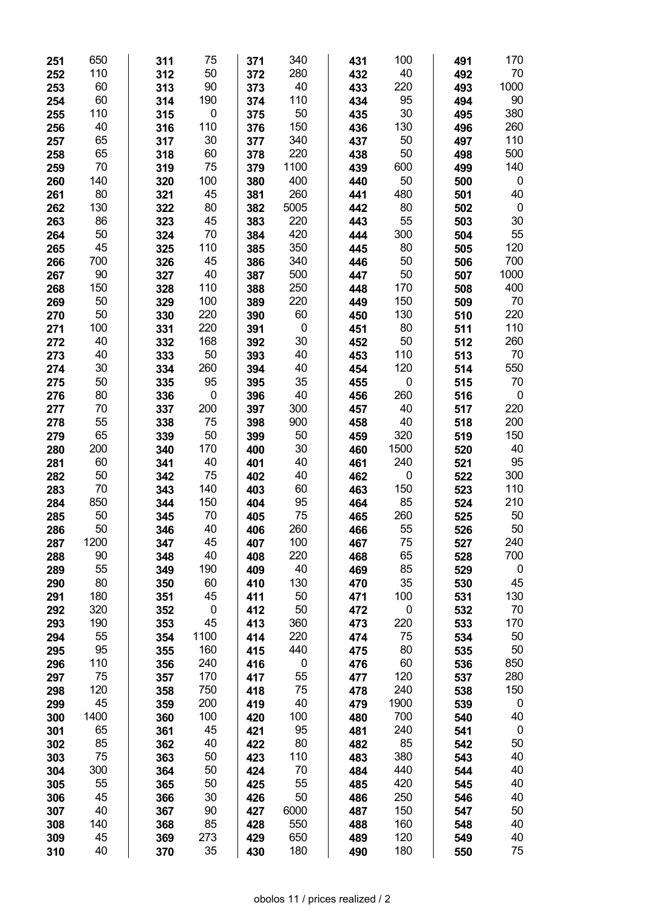| | | | | | | | | | |
|---|---|---|---|---|---|---|---|---|---|
| 251 | 650 | 311 | 75 | 371 | 340 | 431 | 100 | 491 | 170 |
| 252 | 110 | 312 | 50 | 372 | 280 | 432 | 40 | 492 | 70 |
| 253 | 60 | 313 | 90 | 373 | 40 | 433 | 220 | 493 | 1000 |
| 254 | 60 | 314 | 190 | 374 | 110 | 434 | 95 | 494 | 90 |
| 255 | 110 | 315 | 0 | 375 | 50 | 435 | 30 | 495 | 380 |
| 256 | 40 | 316 | 110 | 376 | 150 | 436 | 130 | 496 | 260 |
| 257 | 65 | 317 | 30 | 377 | 340 | 437 | 50 | 497 | 110 |
| 258 | 65 | 318 | 60 | 378 | 220 | 438 | 50 | 498 | 500 |
| 259 | 70 | 319 | 75 | 379 | 1100 | 439 | 600 | 499 | 140 |
| 260 | 140 | 320 | 100 | 380 | 400 | 440 | 50 | 500 | 0 |
| 261 | 80 | 321 | 45 | 381 | 260 | 441 | 480 | 501 | 40 |
| 262 | 130 | 322 | 80 | 382 | 5005 | 442 | 80 | 502 | 0 |
| 263 | 86 | 323 | 45 | 383 | 220 | 443 | 55 | 503 | 30 |
| 264 | 50 | 324 | 70 | 384 | 420 | 444 | 300 | 504 | 55 |
| 265 | 45 | 325 | 110 | 385 | 350 | 445 | 80 | 505 | 120 |
| 266 | 700 | 326 | 45 | 386 | 340 | 446 | 50 | 506 | 700 |
| 267 | 90 | 327 | 40 | 387 | 500 | 447 | 50 | 507 | 1000 |
| 268 | 150 | 328 | 110 | 388 | 250 | 448 | 170 | 508 | 400 |
| 269 | 50 | 329 | 100 | 389 | 220 | 449 | 150 | 509 | 70 |
| 270 | 50 | 330 | 220 | 390 | 60 | 450 | 130 | 510 | 220 |
| 271 | 100 | 331 | 220 | 391 | 0 | 451 | 80 | 511 | 110 |
| 272 | 40 | 332 | 168 | 392 | 30 | 452 | 50 | 512 | 260 |
| 273 | 40 | 333 | 50 | 393 | 40 | 453 | 110 | 513 | 70 |
| 274 | 30 | 334 | 260 | 394 | 40 | 454 | 120 | 514 | 550 |
| 275 | 50 | 335 | 95 | 395 | 35 | 455 | 0 | 515 | 70 |
| 276 | 80 | 336 | 0 | 396 | 40 | 456 | 260 | 516 | 0 |
| 277 | 70 | 337 | 200 | 397 | 300 | 457 | 40 | 517 | 220 |
| 278 | 55 | 338 | 75 | 398 | 900 | 458 | 40 | 518 | 200 |
| 279 | 65 | 339 | 50 | 399 | 50 | 459 | 320 | 519 | 150 |
| 280 | 200 | 340 | 170 | 400 | 30 | 460 | 1500 | 520 | 40 |
| 281 | 60 | 341 | 40 | 401 | 40 | 461 | 240 | 521 | 95 |
| 282 | 50 | 342 | 75 | 402 | 40 | 462 | 0 | 522 | 300 |
| 283 | 70 | 343 | 140 | 403 | 60 | 463 | 150 | 523 | 110 |
| 284 | 850 | 344 | 150 | 404 | 95 | 464 | 85 | 524 | 210 |
| 285 | 50 | 345 | 70 | 405 | 75 | 465 | 260 | 525 | 50 |
| 286 | 50 | 346 | 40 | 406 | 260 | 466 | 55 | 526 | 50 |
| 287 | 1200 | 347 | 45 | 407 | 100 | 467 | 75 | 527 | 240 |
| 288 | 90 | 348 | 40 | 408 | 220 | 468 | 65 | 528 | 700 |
| 289 | 55 | 349 | 190 | 409 | 40 | 469 | 85 | 529 | 0 |
| 290 | 80 | 350 | 60 | 410 | 130 | 470 | 35 | 530 | 45 |
| 291 | 180 | 351 | 45 | 411 | 50 | 471 | 100 | 531 | 130 |
| 292 | 320 | 352 | 0 | 412 | 50 | 472 | 0 | 532 | 70 |
| 293 | 190 | 353 | 45 | 413 | 360 | 473 | 220 | 533 | 170 |
| 294 | 55 | 354 | 1100 | 414 | 220 | 474 | 75 | 534 | 50 |
| 295 | 95 | 355 | 160 | 415 | 440 | 475 | 80 | 535 | 50 |
| 296 | 110 | 356 | 240 | 416 | 0 | 476 | 60 | 536 | 850 |
| 297 | 75 | 357 | 170 | 417 | 55 | 477 | 120 | 537 | 280 |
| 298 | 120 | 358 | 750 | 418 | 75 | 478 | 240 | 538 | 150 |
| 299 | 45 | 359 | 200 | 419 | 40 | 479 | 1900 | 539 | 0 |
| 300 | 1400 | 360 | 100 | 420 | 100 | 480 | 700 | 540 | 40 |
| 301 | 65 | 361 | 45 | 421 | 95 | 481 | 240 | 541 | 0 |
| 302 | 85 | 362 | 40 | 422 | 80 | 482 | 85 | 542 | 50 |
| 303 | 75 | 363 | 50 | 423 | 110 | 483 | 380 | 543 | 40 |
| 304 | 300 | 364 | 50 | 424 | 70 | 484 | 440 | 544 | 40 |
| 305 | 55 | 365 | 50 | 425 | 55 | 485 | 420 | 545 | 40 |
| 306 | 45 | 366 | 30 | 426 | 50 | 486 | 250 | 546 | 40 |
| 307 | 40 | 367 | 90 | 427 | 6000 | 487 | 150 | 547 | 50 |
| 308 | 140 | 368 | 85 | 428 | 550 | 488 | 160 | 548 | 40 |
| 309 | 45 | 369 | 273 | 429 | 650 | 489 | 120 | 549 | 40 |
| 310 | 40 | 370 | 35 | 430 | 180 | 490 | 180 | 550 | 75 |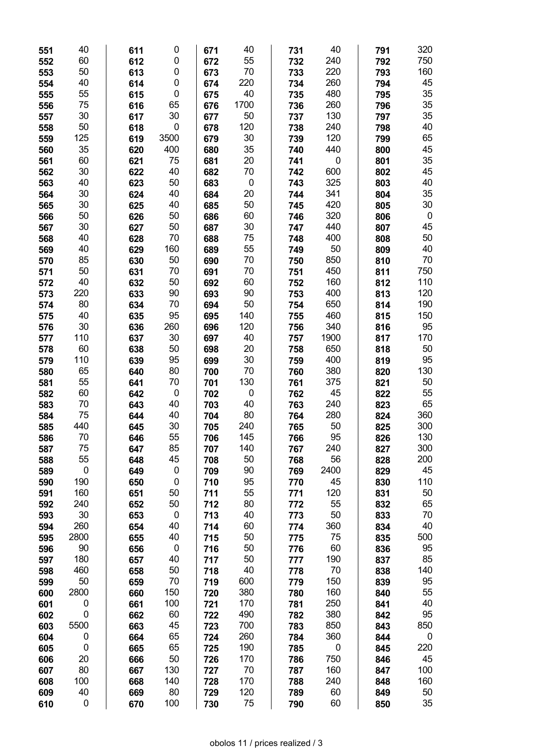| | | | | | | | | | |
|---|---|---|---|---|---|---|---|---|---|
| 551 | 40 | 611 | 0 | 671 | 40 | 731 | 40 | 791 | 320 |
| 552 | 60 | 612 | 0 | 672 | 55 | 732 | 240 | 792 | 750 |
| 553 | 50 | 613 | 0 | 673 | 70 | 733 | 220 | 793 | 160 |
| 554 | 40 | 614 | 0 | 674 | 220 | 734 | 260 | 794 | 45 |
| 555 | 55 | 615 | 0 | 675 | 40 | 735 | 480 | 795 | 35 |
| 556 | 75 | 616 | 65 | 676 | 1700 | 736 | 260 | 796 | 35 |
| 557 | 30 | 617 | 30 | 677 | 50 | 737 | 130 | 797 | 35 |
| 558 | 50 | 618 | 0 | 678 | 120 | 738 | 240 | 798 | 40 |
| 559 | 125 | 619 | 3500 | 679 | 30 | 739 | 120 | 799 | 65 |
| 560 | 35 | 620 | 400 | 680 | 35 | 740 | 440 | 800 | 45 |
| 561 | 60 | 621 | 75 | 681 | 20 | 741 | 0 | 801 | 35 |
| 562 | 30 | 622 | 40 | 682 | 70 | 742 | 600 | 802 | 45 |
| 563 | 40 | 623 | 50 | 683 | 0 | 743 | 325 | 803 | 40 |
| 564 | 30 | 624 | 40 | 684 | 20 | 744 | 341 | 804 | 35 |
| 565 | 30 | 625 | 40 | 685 | 50 | 745 | 420 | 805 | 30 |
| 566 | 50 | 626 | 50 | 686 | 60 | 746 | 320 | 806 | 0 |
| 567 | 30 | 627 | 50 | 687 | 30 | 747 | 440 | 807 | 45 |
| 568 | 40 | 628 | 70 | 688 | 75 | 748 | 400 | 808 | 50 |
| 569 | 40 | 629 | 160 | 689 | 55 | 749 | 50 | 809 | 40 |
| 570 | 85 | 630 | 50 | 690 | 70 | 750 | 850 | 810 | 70 |
| 571 | 50 | 631 | 70 | 691 | 70 | 751 | 450 | 811 | 750 |
| 572 | 40 | 632 | 50 | 692 | 60 | 752 | 160 | 812 | 110 |
| 573 | 220 | 633 | 90 | 693 | 90 | 753 | 400 | 813 | 120 |
| 574 | 80 | 634 | 70 | 694 | 50 | 754 | 650 | 814 | 190 |
| 575 | 40 | 635 | 95 | 695 | 140 | 755 | 460 | 815 | 150 |
| 576 | 30 | 636 | 260 | 696 | 120 | 756 | 340 | 816 | 95 |
| 577 | 110 | 637 | 30 | 697 | 40 | 757 | 1900 | 817 | 170 |
| 578 | 60 | 638 | 50 | 698 | 20 | 758 | 650 | 818 | 50 |
| 579 | 110 | 639 | 95 | 699 | 30 | 759 | 400 | 819 | 95 |
| 580 | 65 | 640 | 80 | 700 | 70 | 760 | 380 | 820 | 130 |
| 581 | 55 | 641 | 70 | 701 | 130 | 761 | 375 | 821 | 50 |
| 582 | 60 | 642 | 0 | 702 | 0 | 762 | 45 | 822 | 55 |
| 583 | 70 | 643 | 40 | 703 | 40 | 763 | 240 | 823 | 65 |
| 584 | 75 | 644 | 40 | 704 | 80 | 764 | 280 | 824 | 360 |
| 585 | 440 | 645 | 30 | 705 | 240 | 765 | 50 | 825 | 300 |
| 586 | 70 | 646 | 55 | 706 | 145 | 766 | 95 | 826 | 130 |
| 587 | 75 | 647 | 85 | 707 | 140 | 767 | 240 | 827 | 300 |
| 588 | 55 | 648 | 45 | 708 | 50 | 768 | 56 | 828 | 200 |
| 589 | 0 | 649 | 0 | 709 | 90 | 769 | 2400 | 829 | 45 |
| 590 | 190 | 650 | 0 | 710 | 95 | 770 | 45 | 830 | 110 |
| 591 | 160 | 651 | 50 | 711 | 55 | 771 | 120 | 831 | 50 |
| 592 | 240 | 652 | 50 | 712 | 80 | 772 | 55 | 832 | 65 |
| 593 | 30 | 653 | 0 | 713 | 40 | 773 | 50 | 833 | 70 |
| 594 | 260 | 654 | 40 | 714 | 60 | 774 | 360 | 834 | 40 |
| 595 | 2800 | 655 | 40 | 715 | 50 | 775 | 75 | 835 | 500 |
| 596 | 90 | 656 | 0 | 716 | 50 | 776 | 60 | 836 | 95 |
| 597 | 180 | 657 | 40 | 717 | 50 | 777 | 190 | 837 | 85 |
| 598 | 460 | 658 | 50 | 718 | 40 | 778 | 70 | 838 | 140 |
| 599 | 50 | 659 | 70 | 719 | 600 | 779 | 150 | 839 | 95 |
| 600 | 2800 | 660 | 150 | 720 | 380 | 780 | 160 | 840 | 55 |
| 601 | 0 | 661 | 100 | 721 | 170 | 781 | 250 | 841 | 40 |
| 602 | 0 | 662 | 60 | 722 | 490 | 782 | 380 | 842 | 95 |
| 603 | 5500 | 663 | 45 | 723 | 700 | 783 | 850 | 843 | 850 |
| 604 | 0 | 664 | 65 | 724 | 260 | 784 | 360 | 844 | 0 |
| 605 | 0 | 665 | 65 | 725 | 190 | 785 | 0 | 845 | 220 |
| 606 | 20 | 666 | 50 | 726 | 170 | 786 | 750 | 846 | 45 |
| 607 | 80 | 667 | 130 | 727 | 70 | 787 | 160 | 847 | 100 |
| 608 | 100 | 668 | 140 | 728 | 170 | 788 | 240 | 848 | 160 |
| 609 | 40 | 669 | 80 | 729 | 120 | 789 | 60 | 849 | 50 |
| 610 | 0 | 670 | 100 | 730 | 75 | 790 | 60 | 850 | 35 |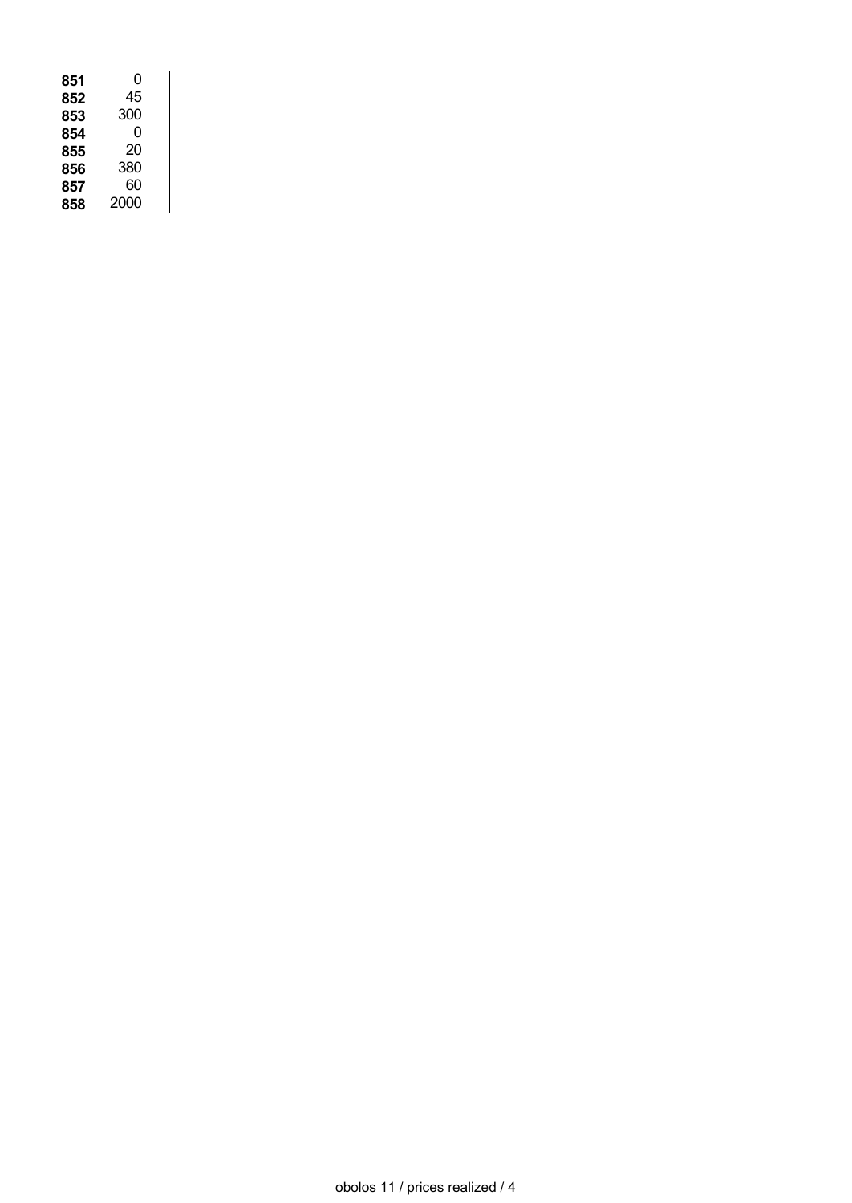| | |
|---|---|
| **851** | 0 |
| **852** | 45 |
| **853** | 300 |
| **854** | 0 |
| **855** | 20 |
| **856** | 380 |
| **857** | 60 |
| **858** | 2000 |